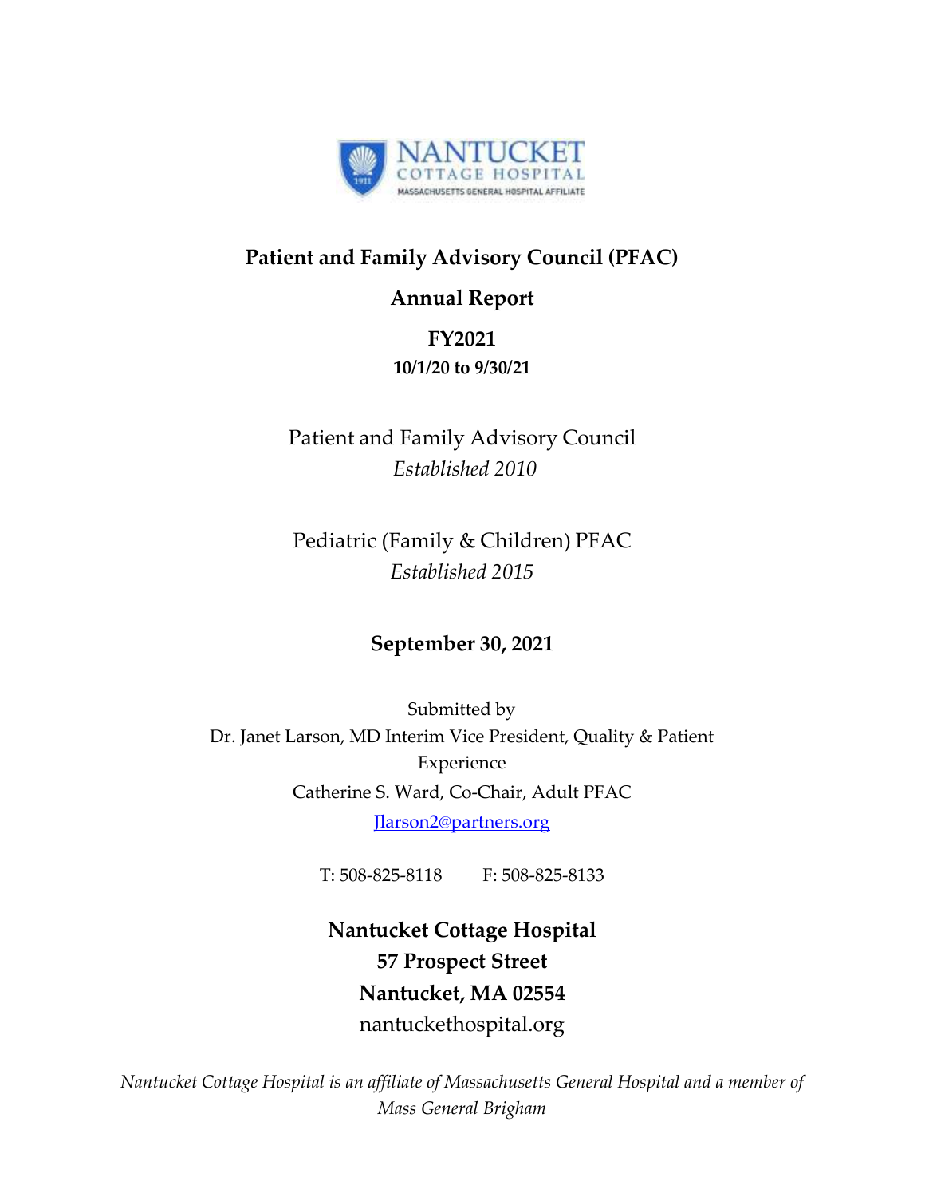NANTUCKET COTTAGE HOSPITAL
MASSACHUSETTS GENERAL HOSPITAL AFFILIATE

# Patient and Family Advisory Council (PFAC)

## Annual Report

## FY2021

**10/1/20 to 9/30/21**

Patient and Family Advisory Council
*Established 2010*

Pediatric (Family & Children) PFAC
*Established 2015*

**September 30, 2021**

Submitted by
Dr. Janet Larson, MD Interim Vice President, Quality & Patient Experience
Catherine S. Ward, Co-Chair, Adult PFAC
Jlarson2@partners.org

T: 508-825-8118 F: 508-825-8133

**Nantucket Cottage Hospital**
**57 Prospect Street**
**Nantucket, MA 02554**
nantuckethospital.org

*Nantucket Cottage Hospital is an affiliate of Massachusetts General Hospital and a member of Mass General Brigham*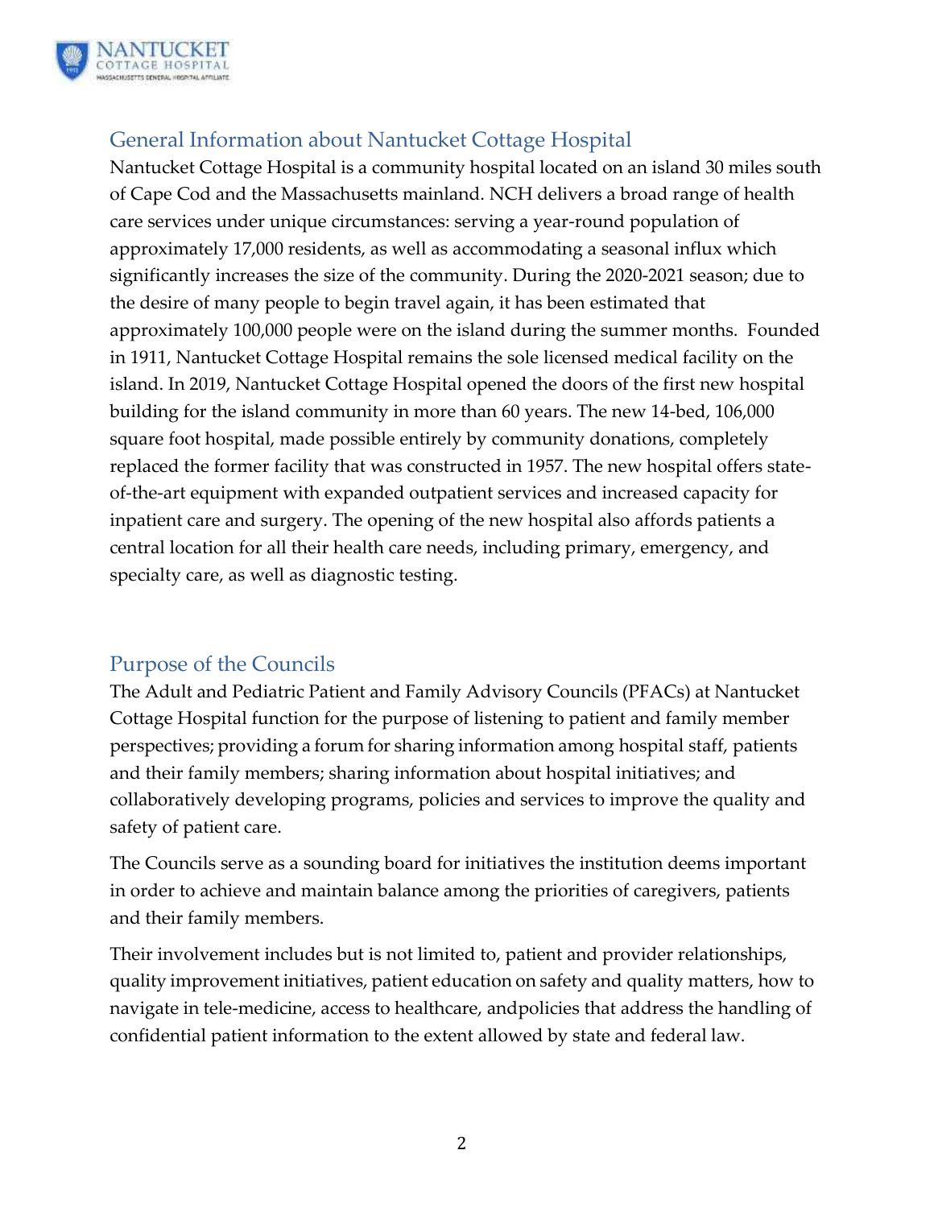## General Information about Nantucket Cottage Hospital

Nantucket Cottage Hospital is a community hospital located on an island 30 miles south of Cape Cod and the Massachusetts mainland. NCH delivers a broad range of health care services under unique circumstances: serving a year-round population of approximately 17,000 residents, as well as accommodating a seasonal influx which significantly increases the size of the community. During the 2020-2021 season; due to the desire of many people to begin travel again, it has been estimated that approximately 100,000 people were on the island during the summer months. Founded in 1911, Nantucket Cottage Hospital remains the sole licensed medical facility on the island. In 2019, Nantucket Cottage Hospital opened the doors of the first new hospital building for the island community in more than 60 years. The new 14-bed, 106,000 square foot hospital, made possible entirely by community donations, completely replaced the former facility that was constructed in 1957. The new hospital offers state-of-the-art equipment with expanded outpatient services and increased capacity for inpatient care and surgery. The opening of the new hospital also affords patients a central location for all their health care needs, including primary, emergency, and specialty care, as well as diagnostic testing.

## Purpose of the Councils

The Adult and Pediatric Patient and Family Advisory Councils (PFACs) at Nantucket Cottage Hospital function for the purpose of listening to patient and family member perspectives; providing a forum for sharing information among hospital staff, patients and their family members; sharing information about hospital initiatives; and collaboratively developing programs, policies and services to improve the quality and safety of patient care.

The Councils serve as a sounding board for initiatives the institution deems important in order to achieve and maintain balance among the priorities of caregivers, patients and their family members.

Their involvement includes but is not limited to, patient and provider relationships, quality improvement initiatives, patient education on safety and quality matters, how to navigate in tele-medicine, access to healthcare, andpolicies that address the handling of confidential patient information to the extent allowed by state and federal law.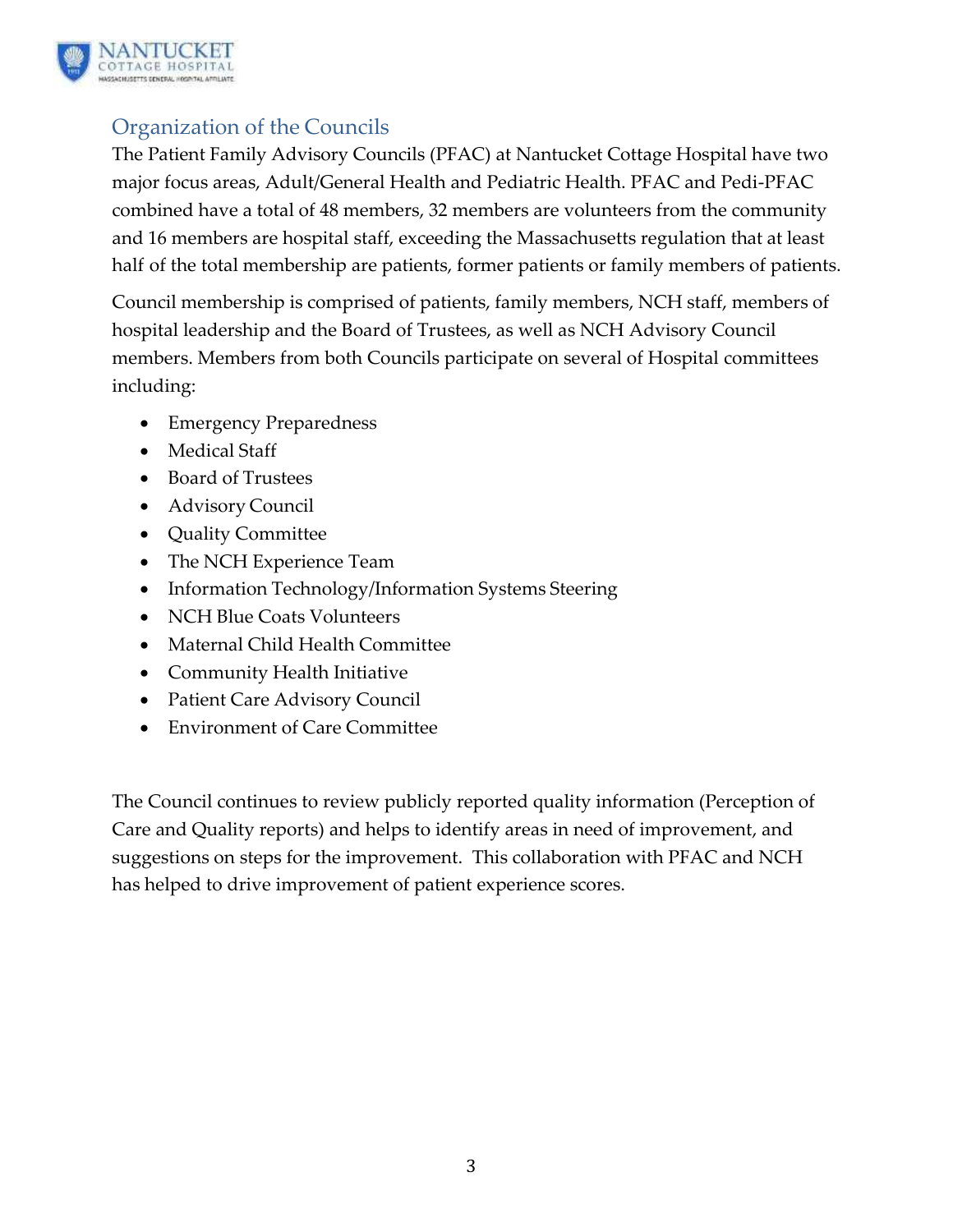## Organization of the Councils

The Patient Family Advisory Councils (PFAC) at Nantucket Cottage Hospital have two major focus areas, Adult/General Health and Pediatric Health. PFAC and Pedi-PFAC combined have a total of 48 members, 32 members are volunteers from the community and 16 members are hospital staff, exceeding the Massachusetts regulation that at least half of the total membership are patients, former patients or family members of patients.

Council membership is comprised of patients, family members, NCH staff, members of hospital leadership and the Board of Trustees, as well as NCH Advisory Council members. Members from both Councils participate on several of Hospital committees including:

- Emergency Preparedness
- Medical Staff
- Board of Trustees
- Advisory Council
- Quality Committee
- The NCH Experience Team
- Information Technology/Information Systems Steering
- NCH Blue Coats Volunteers
- Maternal Child Health Committee
- Community Health Initiative
- Patient Care Advisory Council
- Environment of Care Committee

The Council continues to review publicly reported quality information (Perception of Care and Quality reports) and helps to identify areas in need of improvement, and suggestions on steps for the improvement. This collaboration with PFAC and NCH has helped to drive improvement of patient experience scores.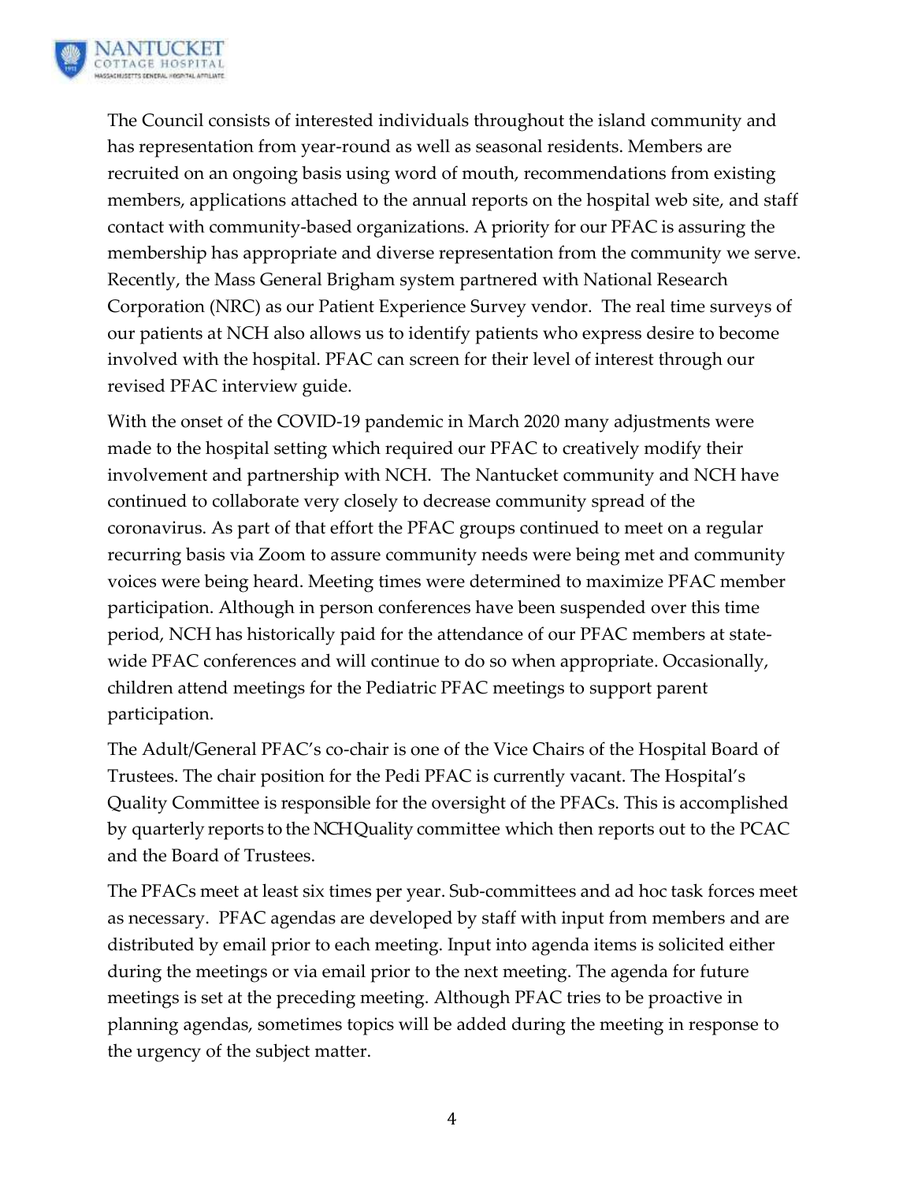The Council consists of interested individuals throughout the island community and has representation from year-round as well as seasonal residents. Members are recruited on an ongoing basis using word of mouth, recommendations from existing members, applications attached to the annual reports on the hospital web site, and staff contact with community-based organizations. A priority for our PFAC is assuring the membership has appropriate and diverse representation from the community we serve. Recently, the Mass General Brigham system partnered with National Research Corporation (NRC) as our Patient Experience Survey vendor. The real time surveys of our patients at NCH also allows us to identify patients who express desire to become involved with the hospital. PFAC can screen for their level of interest through our revised PFAC interview guide.

With the onset of the COVID-19 pandemic in March 2020 many adjustments were made to the hospital setting which required our PFAC to creatively modify their involvement and partnership with NCH. The Nantucket community and NCH have continued to collaborate very closely to decrease community spread of the coronavirus. As part of that effort the PFAC groups continued to meet on a regular recurring basis via Zoom to assure community needs were being met and community voices were being heard. Meeting times were determined to maximize PFAC member participation. Although in person conferences have been suspended over this time period, NCH has historically paid for the attendance of our PFAC members at state-wide PFAC conferences and will continue to do so when appropriate. Occasionally, children attend meetings for the Pediatric PFAC meetings to support parent participation.

The Adult/General PFAC's co-chair is one of the Vice Chairs of the Hospital Board of Trustees. The chair position for the Pedi PFAC is currently vacant. The Hospital's Quality Committee is responsible for the oversight of the PFACs. This is accomplished by quarterly reports to the NCH Quality committee which then reports out to the PCAC and the Board of Trustees.

The PFACs meet at least six times per year. Sub-committees and ad hoc task forces meet as necessary. PFAC agendas are developed by staff with input from members and are distributed by email prior to each meeting. Input into agenda items is solicited either during the meetings or via email prior to the next meeting. The agenda for future meetings is set at the preceding meeting. Although PFAC tries to be proactive in planning agendas, sometimes topics will be added during the meeting in response to the urgency of the subject matter.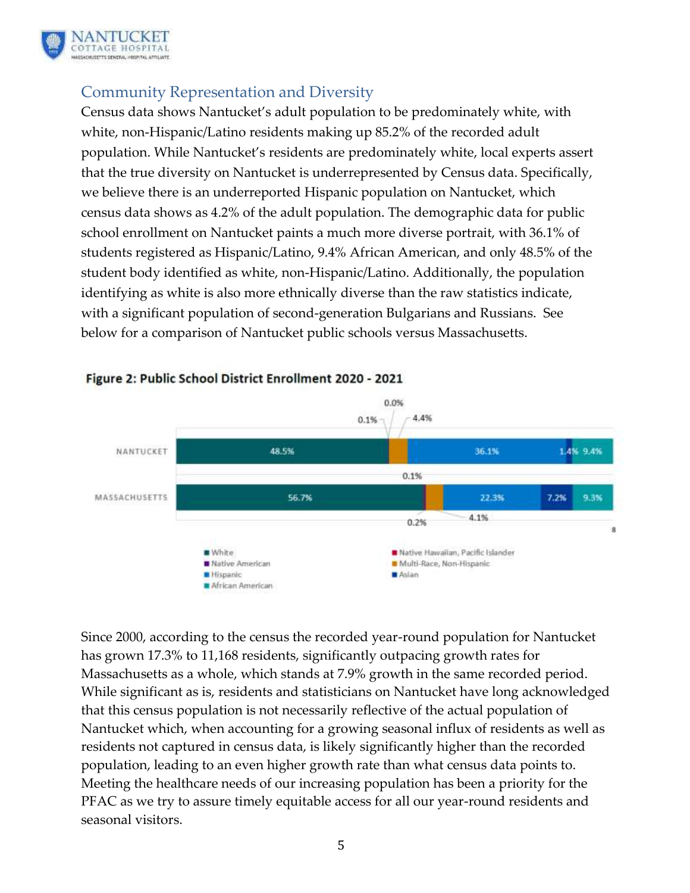## Community Representation and Diversity

Census data shows Nantucket's adult population to be predominately white, with white, non-Hispanic/Latino residents making up 85.2% of the recorded adult population. While Nantucket's residents are predominately white, local experts assert that the true diversity on Nantucket is underrepresented by Census data. Specifically, we believe there is an underreported Hispanic population on Nantucket, which census data shows as 4.2% of the adult population. The demographic data for public school enrollment on Nantucket paints a much more diverse portrait, with 36.1% of students registered as Hispanic/Latino, 9.4% African American, and only 48.5% of the student body identified as white, non-Hispanic/Latino. Additionally, the population identifying as white is also more ethnically diverse than the raw statistics indicate, with a significant population of second-generation Bulgarians and Russians. See below for a comparison of Nantucket public schools versus Massachusetts.

**Figure 2: Public School District Enrollment 2020 - 2021**

| | White | Native American | Native Hawaiian, Pacific Islander | Multi-Race, Non-Hispanic | Hispanic | Asian | African American |
|---|---|---|---|---|---|---|---|
| NANTUCKET | 48.5% | 0.1% | 0.0% | 4.4% | 36.1% | 1.4% | 9.4% |
| MASSACHUSETTS | 56.7% | 0.2% | 0.1% | 4.1% | 22.3% | 7.2% | 9.3% |

Since 2000, according to the census the recorded year-round population for Nantucket has grown 17.3% to 11,168 residents, significantly outpacing growth rates for Massachusetts as a whole, which stands at 7.9% growth in the same recorded period. While significant as is, residents and statisticians on Nantucket have long acknowledged that this census population is not necessarily reflective of the actual population of Nantucket which, when accounting for a growing seasonal influx of residents as well as residents not captured in census data, is likely significantly higher than the recorded population, leading to an even higher growth rate than what census data points to. Meeting the healthcare needs of our increasing population has been a priority for the PFAC as we try to assure timely equitable access for all our year-round residents and seasonal visitors.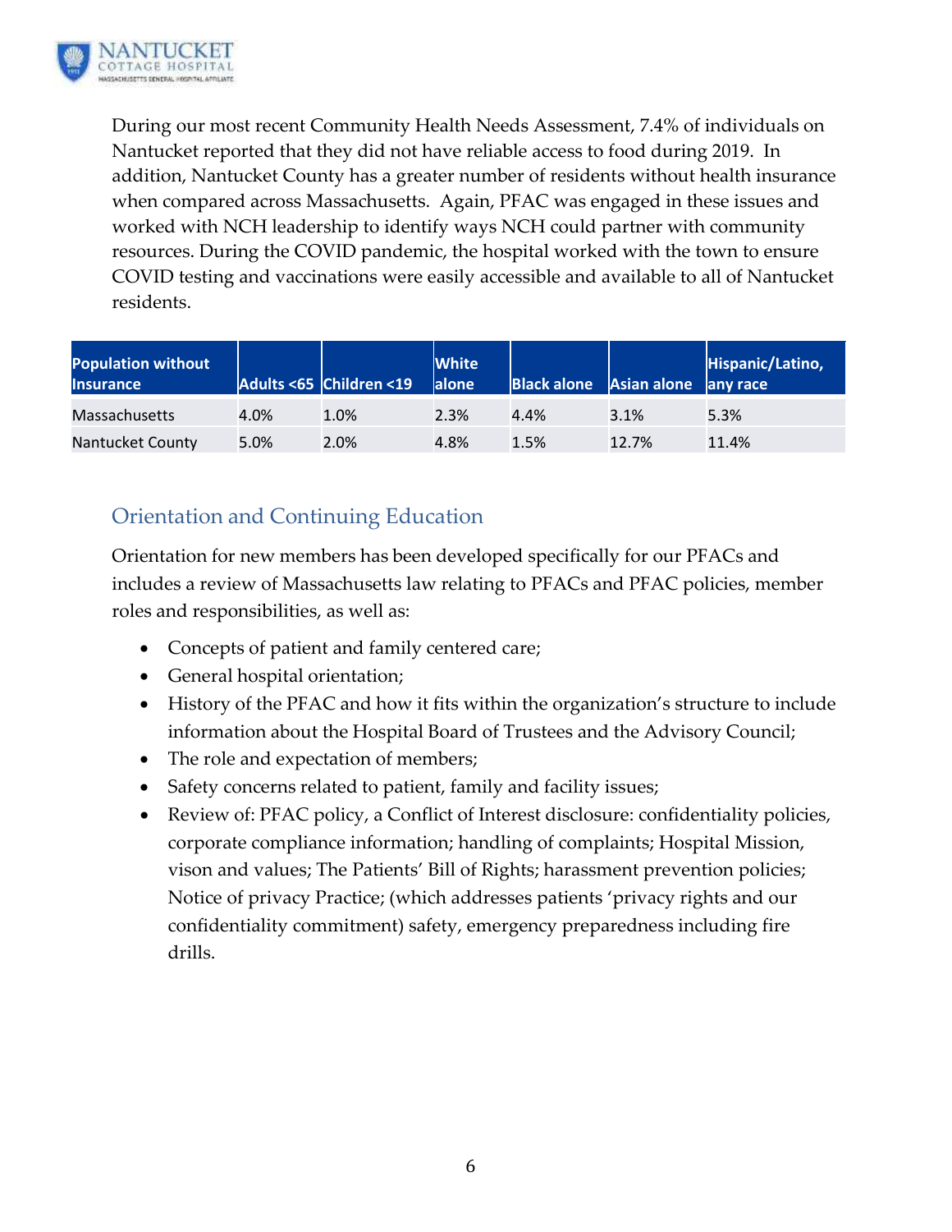During our most recent Community Health Needs Assessment, 7.4% of individuals on Nantucket reported that they did not have reliable access to food during 2019. In addition, Nantucket County has a greater number of residents without health insurance when compared across Massachusetts. Again, PFAC was engaged in these issues and worked with NCH leadership to identify ways NCH could partner with community resources. During the COVID pandemic, the hospital worked with the town to ensure COVID testing and vaccinations were easily accessible and available to all of Nantucket residents.

| Population without Insurance | Adults <65 | Children <19 | White alone | Black alone | Asian alone | Hispanic/Latino, any race |
|---|---|---|---|---|---|---|
| Massachusetts | 4.0% | 1.0% | 2.3% | 4.4% | 3.1% | 5.3% |
| Nantucket County | 5.0% | 2.0% | 4.8% | 1.5% | 12.7% | 11.4% |

## Orientation and Continuing Education

Orientation for new members has been developed specifically for our PFACs and includes a review of Massachusetts law relating to PFACs and PFAC policies, member roles and responsibilities, as well as:

- Concepts of patient and family centered care;
- General hospital orientation;
- History of the PFAC and how it fits within the organization's structure to include information about the Hospital Board of Trustees and the Advisory Council;
- The role and expectation of members;
- Safety concerns related to patient, family and facility issues;
- Review of: PFAC policy, a Conflict of Interest disclosure: confidentiality policies, corporate compliance information; handling of complaints; Hospital Mission, vison and values; The Patients' Bill of Rights; harassment prevention policies; Notice of privacy Practice; (which addresses patients 'privacy rights and our confidentiality commitment) safety, emergency preparedness including fire drills.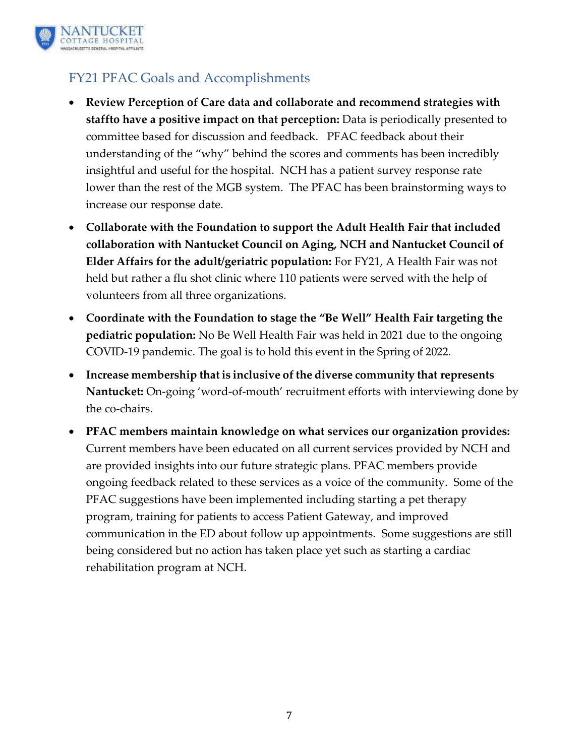## FY21 PFAC Goals and Accomplishments

- **Review Perception of Care data and collaborate and recommend strategies with staffto have a positive impact on that perception:** Data is periodically presented to committee based for discussion and feedback. PFAC feedback about their understanding of the "why" behind the scores and comments has been incredibly insightful and useful for the hospital. NCH has a patient survey response rate lower than the rest of the MGB system. The PFAC has been brainstorming ways to increase our response date.
- **Collaborate with the Foundation to support the Adult Health Fair that included collaboration with Nantucket Council on Aging, NCH and Nantucket Council of Elder Affairs for the adult/geriatric population:** For FY21, A Health Fair was not held but rather a flu shot clinic where 110 patients were served with the help of volunteers from all three organizations.
- **Coordinate with the Foundation to stage the "Be Well" Health Fair targeting the pediatric population:** No Be Well Health Fair was held in 2021 due to the ongoing COVID-19 pandemic. The goal is to hold this event in the Spring of 2022.
- **Increase membership that is inclusive of the diverse community that represents Nantucket:** On-going 'word-of-mouth' recruitment efforts with interviewing done by the co-chairs.
- **PFAC members maintain knowledge on what services our organization provides:** Current members have been educated on all current services provided by NCH and are provided insights into our future strategic plans. PFAC members provide ongoing feedback related to these services as a voice of the community. Some of the PFAC suggestions have been implemented including starting a pet therapy program, training for patients to access Patient Gateway, and improved communication in the ED about follow up appointments. Some suggestions are still being considered but no action has taken place yet such as starting a cardiac rehabilitation program at NCH.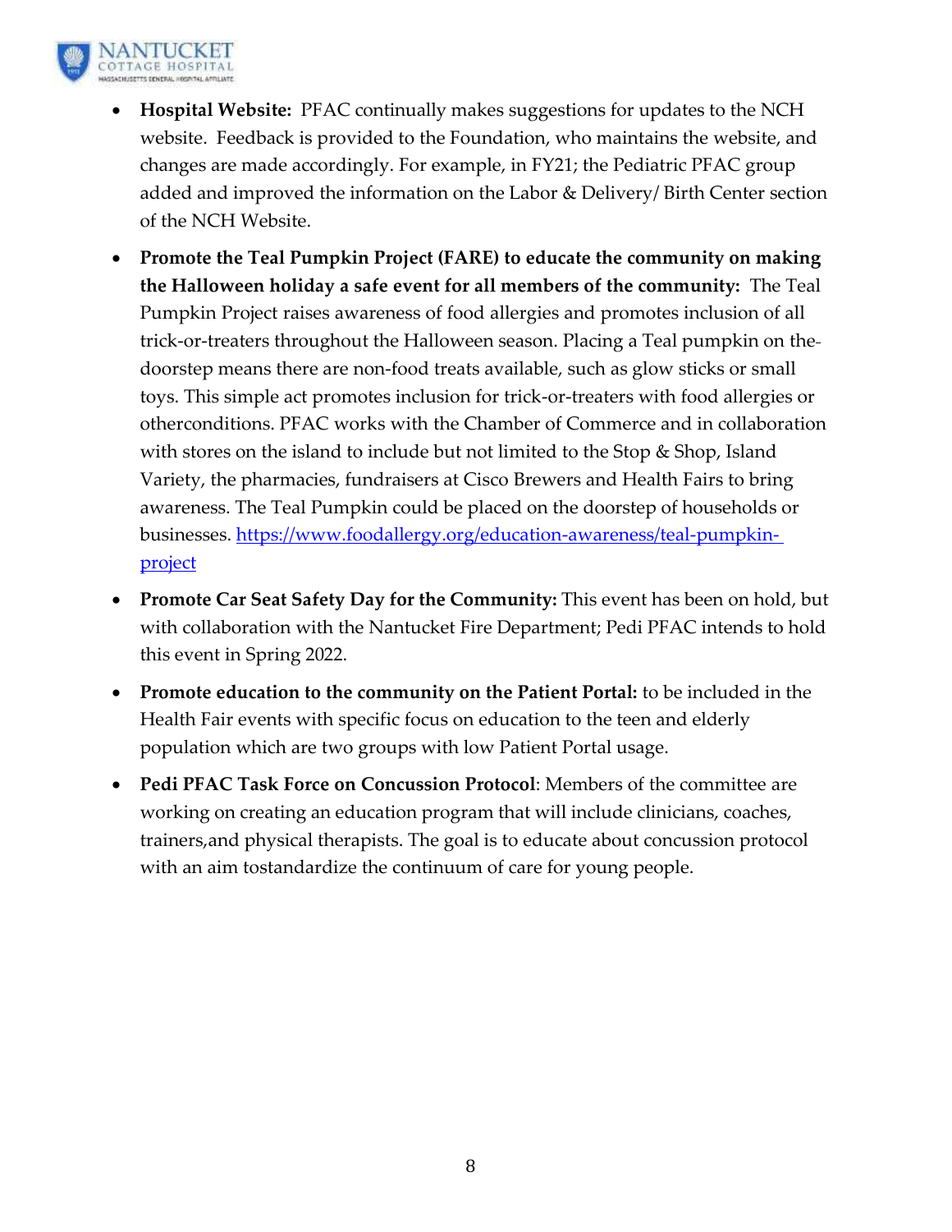- **Hospital Website:** PFAC continually makes suggestions for updates to the NCH website. Feedback is provided to the Foundation, who maintains the website, and changes are made accordingly. For example, in FY21; the Pediatric PFAC group added and improved the information on the Labor & Delivery/ Birth Center section of the NCH Website.
- **Promote the Teal Pumpkin Project (FARE) to educate the community on making the Halloween holiday a safe event for all members of the community:** The Teal Pumpkin Project raises awareness of food allergies and promotes inclusion of all trick-or-treaters throughout the Halloween season. Placing a Teal pumpkin on the doorstep means there are non-food treats available, such as glow sticks or small toys. This simple act promotes inclusion for trick-or-treaters with food allergies or otherconditions. PFAC works with the Chamber of Commerce and in collaboration with stores on the island to include but not limited to the Stop & Shop, Island Variety, the pharmacies, fundraisers at Cisco Brewers and Health Fairs to bring awareness. The Teal Pumpkin could be placed on the doorstep of households or businesses. https://www.foodallergy.org/education-awareness/teal-pumpkin-project
- **Promote Car Seat Safety Day for the Community:** This event has been on hold, but with collaboration with the Nantucket Fire Department; Pedi PFAC intends to hold this event in Spring 2022.
- **Promote education to the community on the Patient Portal:** to be included in the Health Fair events with specific focus on education to the teen and elderly population which are two groups with low Patient Portal usage.
- **Pedi PFAC Task Force on Concussion Protocol**: Members of the committee are working on creating an education program that will include clinicians, coaches, trainers,and physical therapists. The goal is to educate about concussion protocol with an aim tostandardize the continuum of care for young people.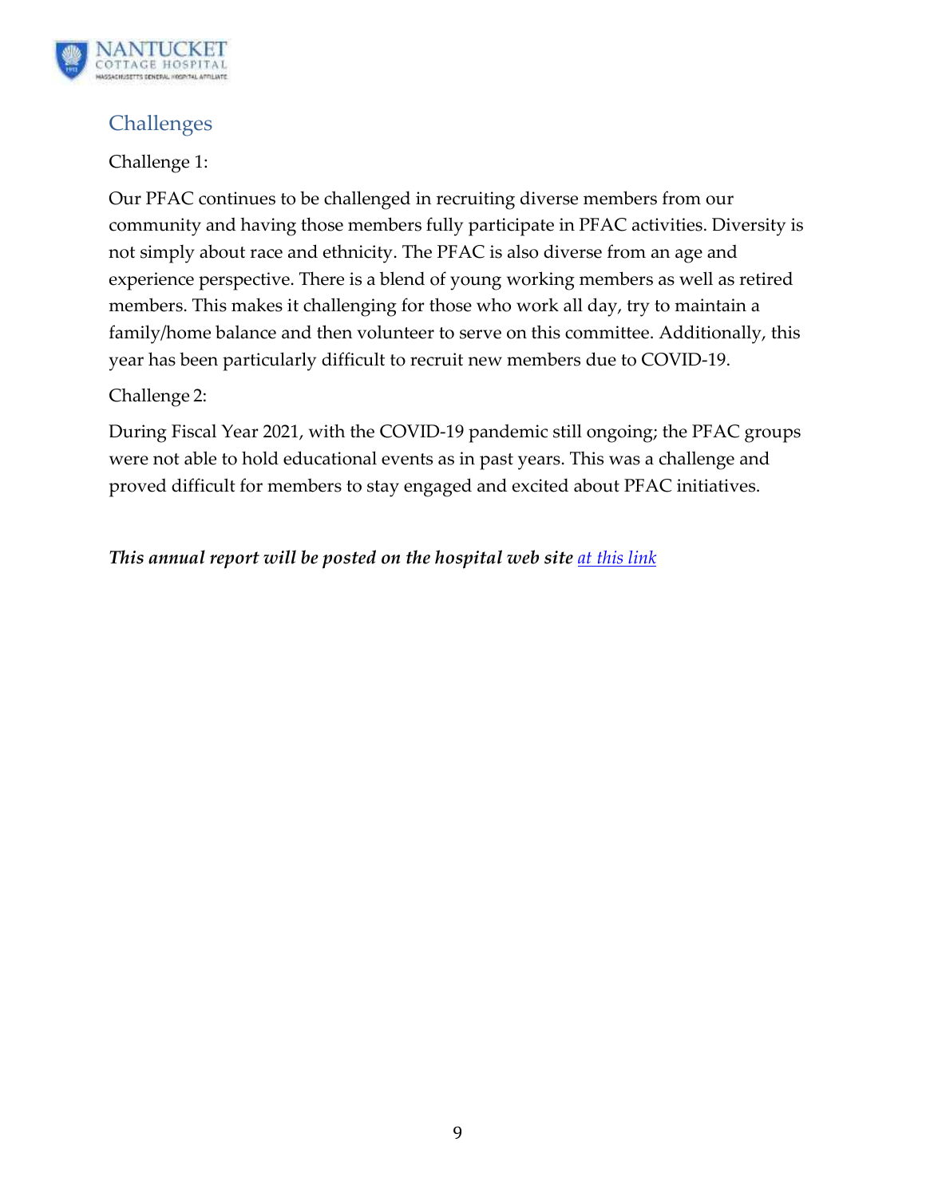## Challenges

Challenge 1:

Our PFAC continues to be challenged in recruiting diverse members from our community and having those members fully participate in PFAC activities. Diversity is not simply about race and ethnicity. The PFAC is also diverse from an age and experience perspective. There is a blend of young working members as well as retired members. This makes it challenging for those who work all day, try to maintain a family/home balance and then volunteer to serve on this committee. Additionally, this year has been particularly difficult to recruit new members due to COVID-19.

Challenge 2:

During Fiscal Year 2021, with the COVID-19 pandemic still ongoing; the PFAC groups were not able to hold educational events as in past years. This was a challenge and proved difficult for members to stay engaged and excited about PFAC initiatives.

***This annual report will be posted on the hospital web site at this link***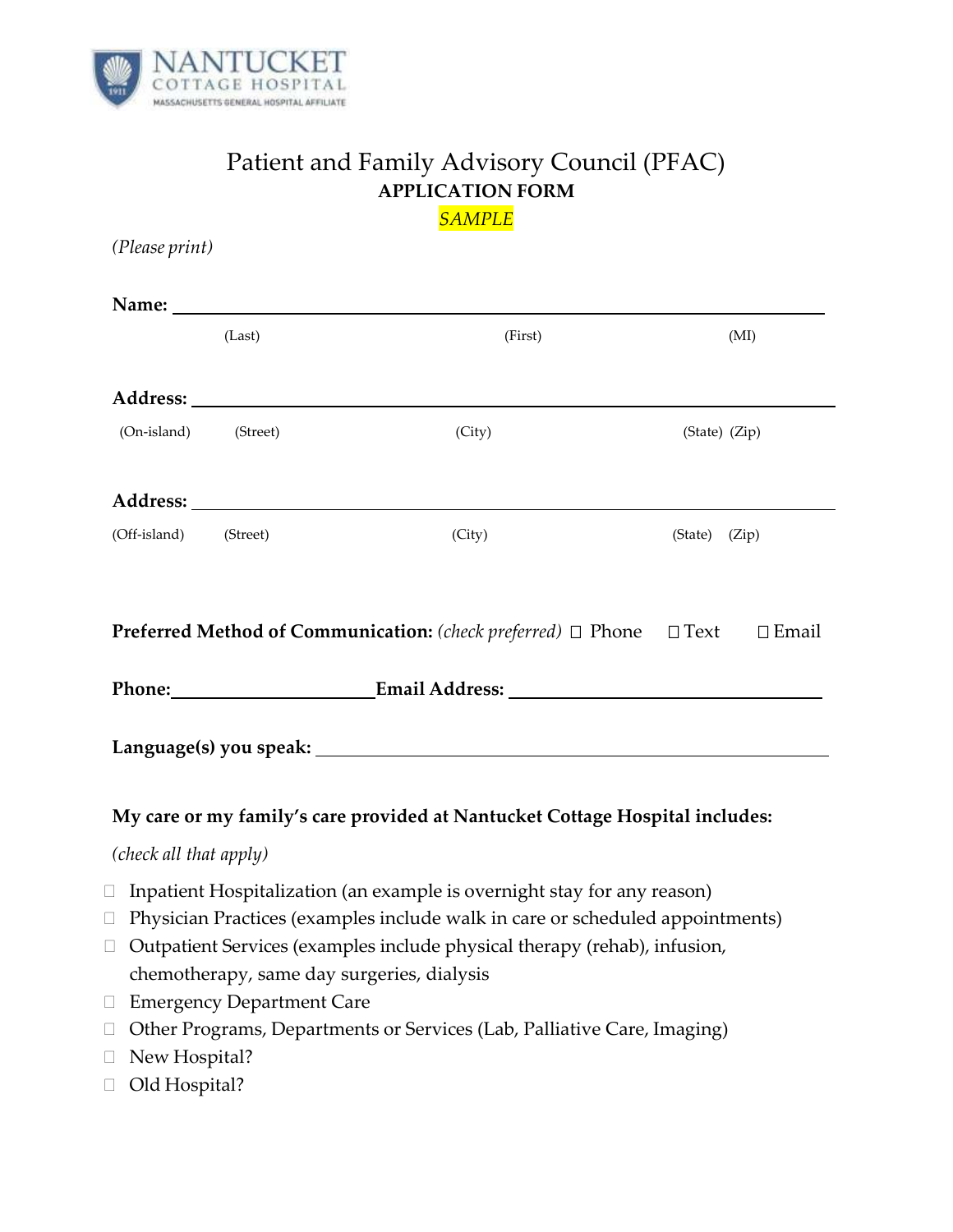NANTUCKET COTTAGE HOSPITAL
MASSACHUSETTS GENERAL HOSPITAL AFFILIATE

# Patient and Family Advisory Council (PFAC)

## APPLICATION FORM

*SAMPLE*

*(Please print)*

**Name:** ______________________________________________

(Last) (First) (MI)

**Address:** ______________________________________________

(On-island) (Street) (City) (State) (Zip)

**Address:** ______________________________________________

(Off-island) (Street) (City) (State) (Zip)

**Preferred Method of Communication:** *(check preferred)* ☐ Phone ☐ Text ☐ Email

**Phone:**____________________ **Email Address:** ____________________________

**Language(s) you speak:** ______________________________________

**My care or my family's care provided at Nantucket Cottage Hospital includes:**

*(check all that apply)*

- ☐ Inpatient Hospitalization (an example is overnight stay for any reason)
- ☐ Physician Practices (examples include walk in care or scheduled appointments)
- ☐ Outpatient Services (examples include physical therapy (rehab), infusion, chemotherapy, same day surgeries, dialysis
- ☐ Emergency Department Care
- ☐ Other Programs, Departments or Services (Lab, Palliative Care, Imaging)
- ☐ New Hospital?
- ☐ Old Hospital?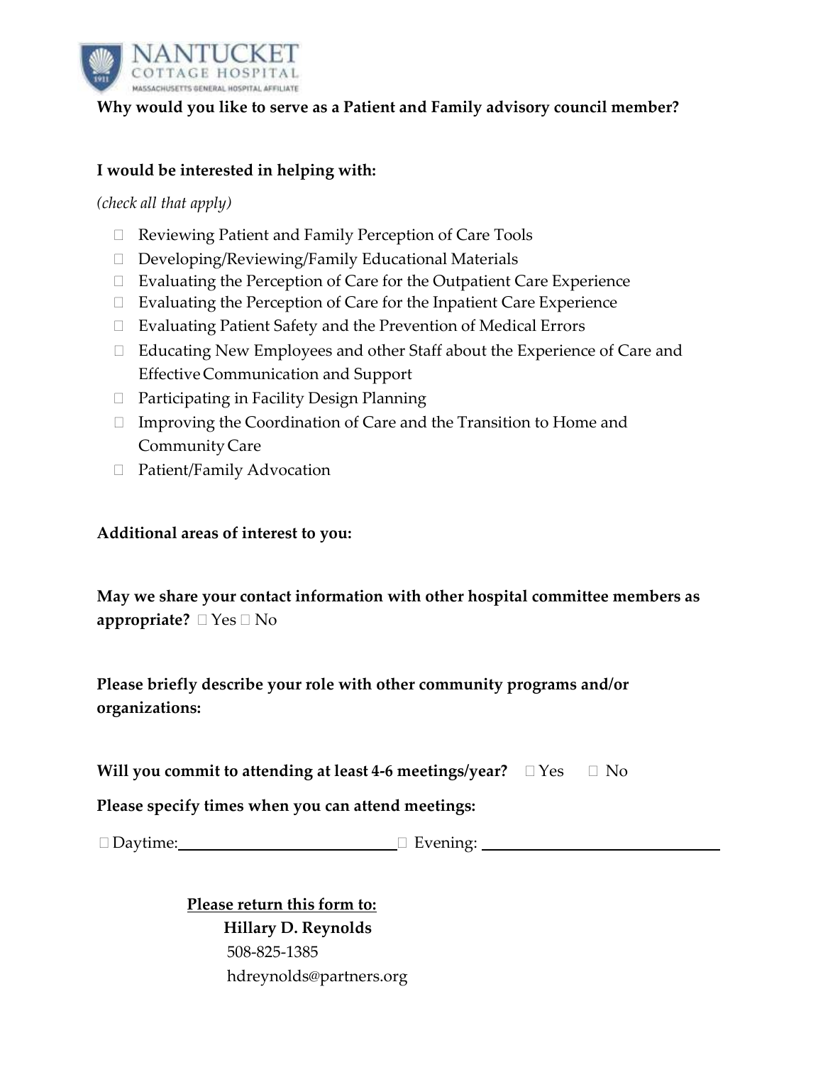**Why would you like to serve as a Patient and Family advisory council member?**

**I would be interested in helping with:**

*(check all that apply)*

- ☐ Reviewing Patient and Family Perception of Care Tools
- ☐ Developing/Reviewing/Family Educational Materials
- ☐ Evaluating the Perception of Care for the Outpatient Care Experience
- ☐ Evaluating the Perception of Care for the Inpatient Care Experience
- ☐ Evaluating Patient Safety and the Prevention of Medical Errors
- ☐ Educating New Employees and other Staff about the Experience of Care and Effective Communication and Support
- ☐ Participating in Facility Design Planning
- ☐ Improving the Coordination of Care and the Transition to Home and Community Care
- ☐ Patient/Family Advocation

**Additional areas of interest to you:**

**May we share your contact information with other hospital committee members as appropriate?** ☐ Yes ☐ No

**Please briefly describe your role with other community programs and/or organizations:**

**Will you commit to attending at least 4-6 meetings/year?** ☐ Yes ☐ No

**Please specify times when you can attend meetings:**

☐ Daytime:\_\_\_\_\_\_\_\_\_\_\_\_\_\_\_\_\_\_\_\_\_\_\_\_ ☐ Evening: \_\_\_\_\_\_\_\_\_\_\_\_\_\_\_\_\_\_\_\_\_\_\_\_

**Please return this form to:**

**Hillary D. Reynolds**

508-825-1385

hdreynolds@partners.org